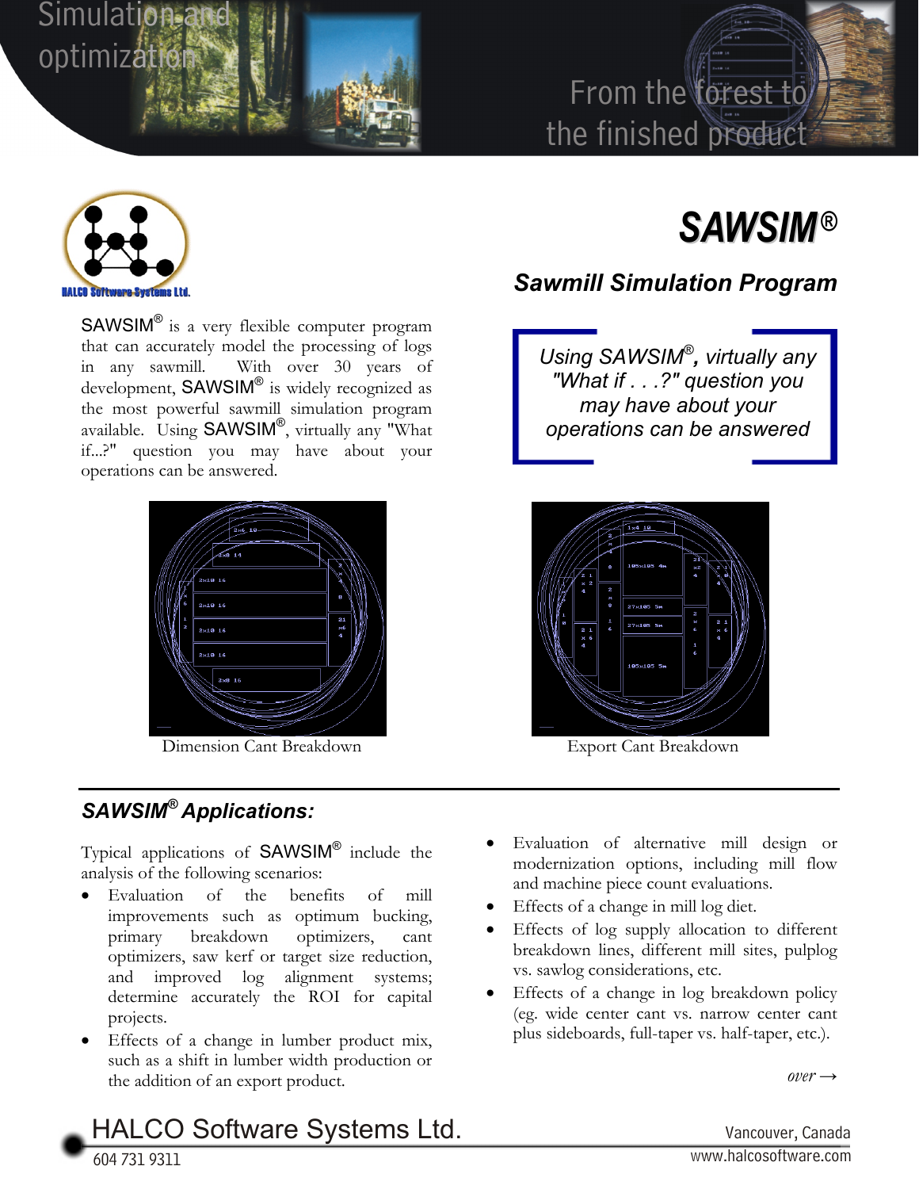Simulation and optimization

From the forest to the finished product

HALCO Software Systems Ltd.

# SAWSIM®

## Sawmill Simulation Program

SAWSIM® is a very flexible computer program that can accurately model the processing of logs in any sawmill. With over 30 years of development, SAWSIM® is widely recognized as the most powerful sawmill simulation program available. Using SAWSIM®, virtually any "What if...?" question you may have about your operations can be answered.

> *Using SAWSIM®, virtually any "What if . . .?" question you may have about your operations can be answered*

Dimension Cant Breakdown

Export Cant Breakdown

## *SAWSIM® Applications:*

Typical applications of SAWSIM® include the analysis of the following scenarios:

- Evaluation of the benefits of mill improvements such as optimum bucking, primary breakdown optimizers, cant optimizers, saw kerf or target size reduction, and improved log alignment systems; determine accurately the ROI for capital projects.
- Effects of a change in lumber product mix, such as a shift in lumber width production or the addition of an export product.
- Evaluation of alternative mill design or modernization options, including mill flow and machine piece count evaluations.
- Effects of a change in mill log diet.
- Effects of log supply allocation to different breakdown lines, different mill sites, pulplog vs. sawlog considerations, etc.
- Effects of a change in log breakdown policy (eg. wide center cant vs. narrow center cant plus sideboards, full-taper vs. half-taper, etc.).

*over* →

HALCO Software Systems Ltd. — Vancouver, Canada — 604 731 9311 — www.halcosoftware.com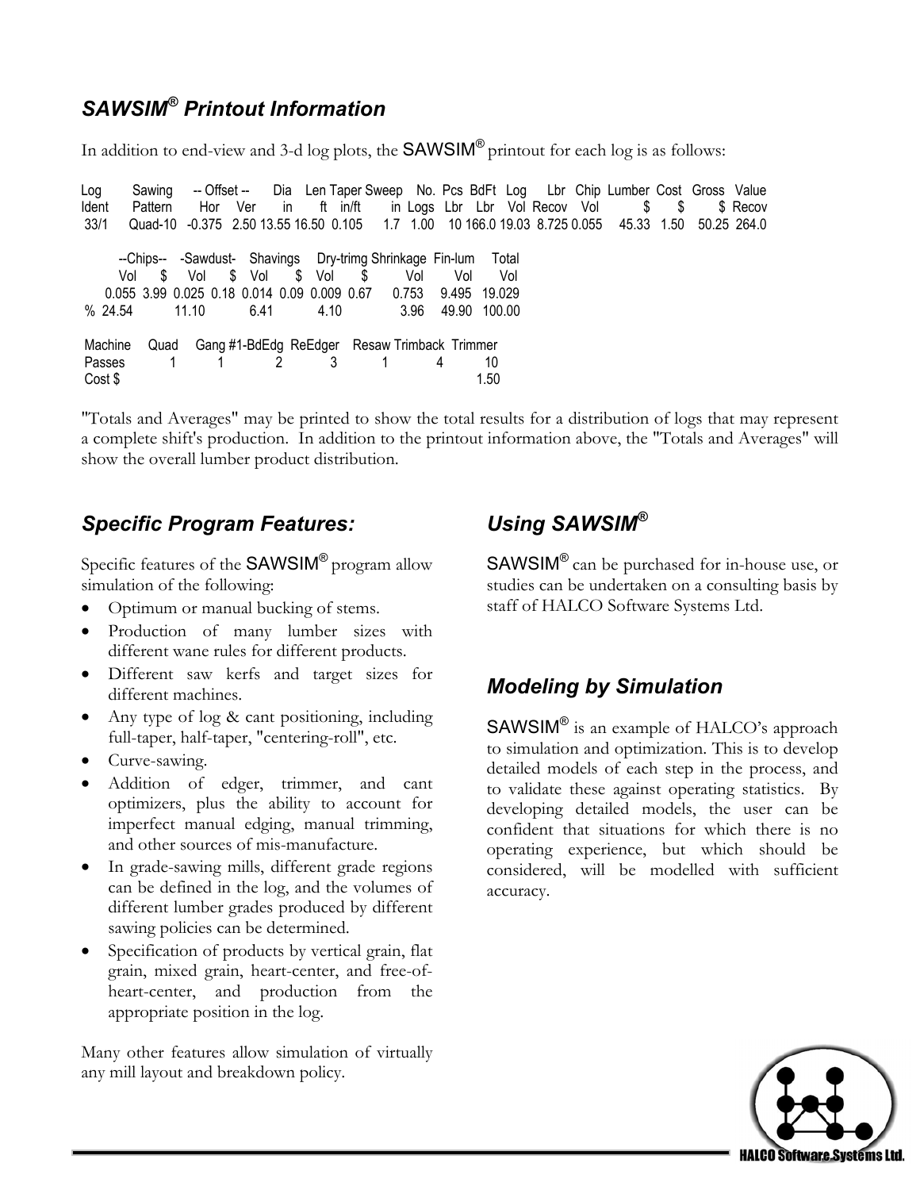## *SAWSIM® Printout Information*

In addition to end-view and 3-d log plots, the SAWSIM® printout for each log is as follows:

| Log Ident | Sawing Pattern | -- Offset -- Hor | Ver | Dia in | Len ft | Taper in/ft | Sweep in | No. Logs | Pcs Lbr | BdFt Lbr | Log Vol | Lbr Recov | Chip Vol | Lumber $ | Cost $ | Gross $ | Value Recov |
|---|---|---|---|---|---|---|---|---|---|---|---|---|---|---|---|---|---|
| 33/1 | Quad-10 | -0.375 | 2.50 | 13.55 | 16.50 | 0.105 | 1.7 | 1.00 | 10 | 166.0 | 19.03 | 8.725 | 0.055 | 45.33 | 1.50 | 50.25 | 264.0 |

| | --Chips-- Vol | $ | -Sawdust- Vol | $ | Shavings Vol | $ | Dry-trimg Vol | $ | Shrinkage Vol | Fin-lum Vol | Total Vol |
|---|---|---|---|---|---|---|---|---|---|---|---|
| | 0.055 | 3.99 | 0.025 | 0.18 | 0.014 | 0.09 | 0.009 | 0.67 | 0.753 | 9.495 | 19.029 |
| % | 24.54 | | 11.10 | | 6.41 | | 4.10 | | 3.96 | 49.90 | 100.00 |

| Machine | Quad | Gang | #1-BdEdg | ReEdger | Resaw | Trimback | Trimmer |
|---|---|---|---|---|---|---|---|
| Passes | 1 | 1 | 2 | 3 | 1 | 4 | 10 |
| Cost $ | | | | | | | 1.50 |

"Totals and Averages" may be printed to show the total results for a distribution of logs that may represent a complete shift's production. In addition to the printout information above, the "Totals and Averages" will show the overall lumber product distribution.

## *Specific Program Features:*

Specific features of the SAWSIM® program allow simulation of the following:

- Optimum or manual bucking of stems.
- Production of many lumber sizes with different wane rules for different products.
- Different saw kerfs and target sizes for different machines.
- Any type of log & cant positioning, including full-taper, half-taper, "centering-roll", etc.
- Curve-sawing.
- Addition of edger, trimmer, and cant optimizers, plus the ability to account for imperfect manual edging, manual trimming, and other sources of mis-manufacture.
- In grade-sawing mills, different grade regions can be defined in the log, and the volumes of different lumber grades produced by different sawing policies can be determined.
- Specification of products by vertical grain, flat grain, mixed grain, heart-center, and free-of-heart-center, and production from the appropriate position in the log.

Many other features allow simulation of virtually any mill layout and breakdown policy.

## *Using SAWSIM®*

SAWSIM® can be purchased for in-house use, or studies can be undertaken on a consulting basis by staff of HALCO Software Systems Ltd.

## *Modeling by Simulation*

SAWSIM® is an example of HALCO's approach to simulation and optimization. This is to develop detailed models of each step in the process, and to validate these against operating statistics. By developing detailed models, the user can be confident that situations for which there is no operating experience, but which should be considered, will be modelled with sufficient accuracy.

HALCO Software Systems Ltd.